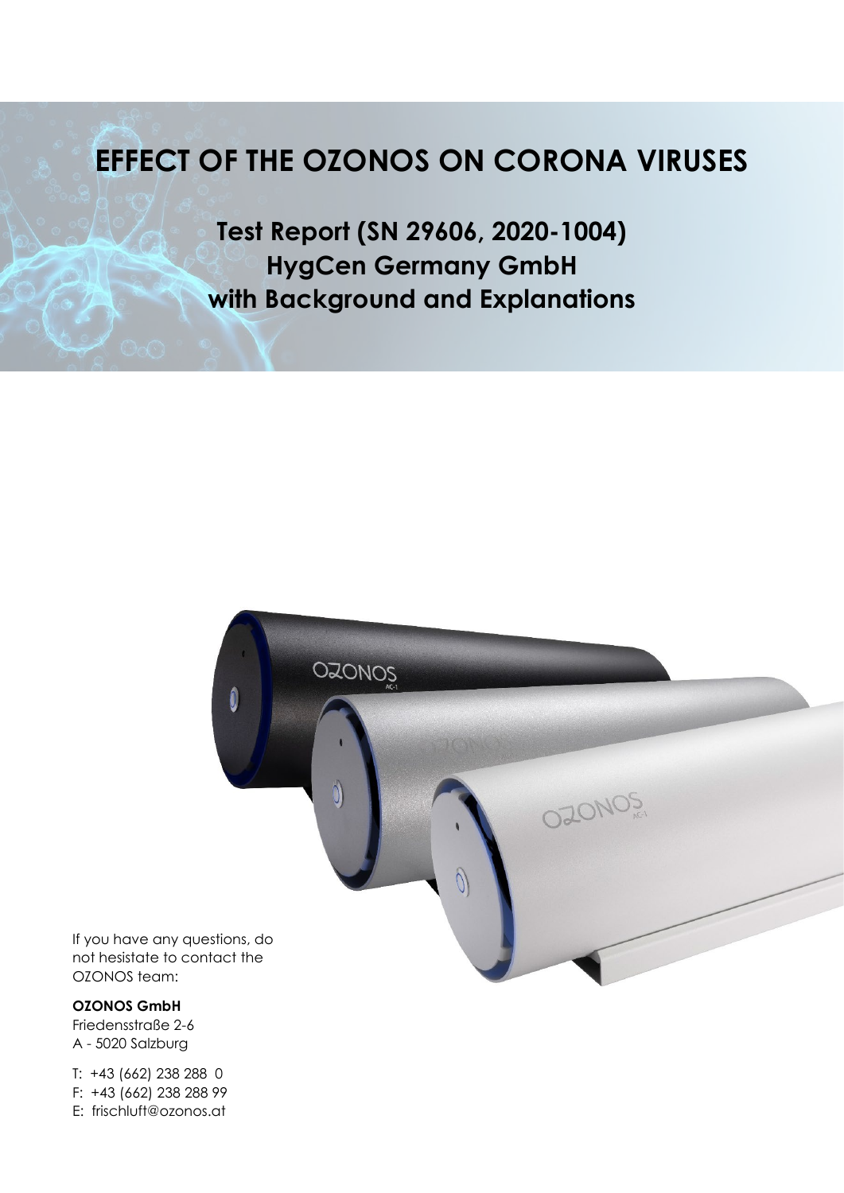# EFFECT OF THE OZONOS ON CORONA VIRUSES

## Test Report (SN 29606, 2020-1004)
## HygCen Germany GmbH
## with Background and Explanations

If you have any questions, do not hesistate to contact the OZONOS team:

**OZONOS GmbH**
Friedensstraße 2-6
A - 5020 Salzburg

T: +43 (662) 238 288 0
F: +43 (662) 238 288 99
E: frischluft@ozonos.at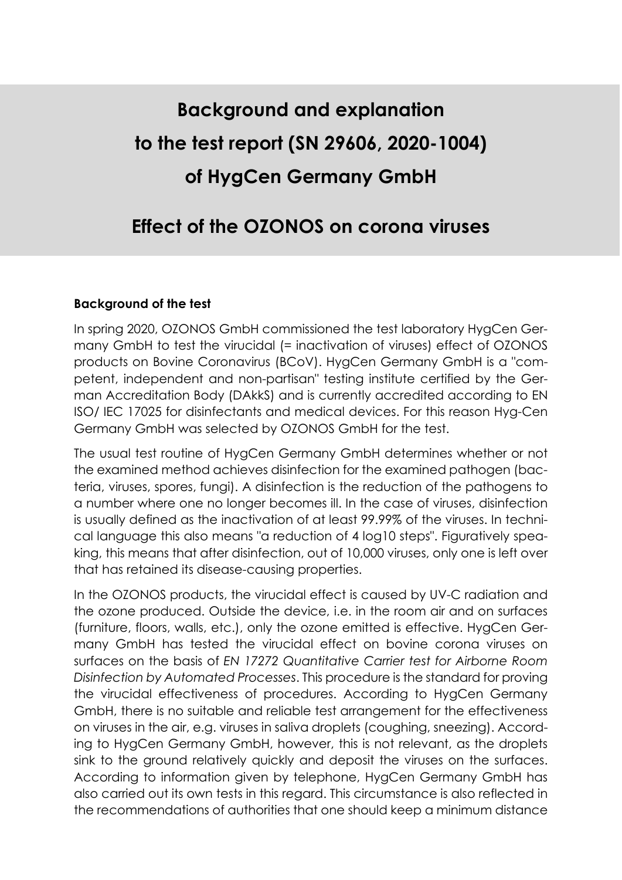# Background and explanation to the test report (SN 29606, 2020-1004) of HygCen Germany GmbH

# Effect of the OZONOS on corona viruses

**Background of the test**

In spring 2020, OZONOS GmbH commissioned the test laboratory HygCen Germany GmbH to test the virucidal (= inactivation of viruses) effect of OZONOS products on Bovine Coronavirus (BCoV). HygCen Germany GmbH is a "competent, independent and non-partisan" testing institute certified by the German Accreditation Body (DAkkS) and is currently accredited according to EN ISO/ IEC 17025 for disinfectants and medical devices. For this reason Hyg-Cen Germany GmbH was selected by OZONOS GmbH for the test.

The usual test routine of HygCen Germany GmbH determines whether or not the examined method achieves disinfection for the examined pathogen (bacteria, viruses, spores, fungi). A disinfection is the reduction of the pathogens to a number where one no longer becomes ill. In the case of viruses, disinfection is usually defined as the inactivation of at least 99.99% of the viruses. In technical language this also means "a reduction of 4 log10 steps". Figuratively speaking, this means that after disinfection, out of 10,000 viruses, only one is left over that has retained its disease-causing properties.

In the OZONOS products, the virucidal effect is caused by UV-C radiation and the ozone produced. Outside the device, i.e. in the room air and on surfaces (furniture, floors, walls, etc.), only the ozone emitted is effective. HygCen Germany GmbH has tested the virucidal effect on bovine corona viruses on surfaces on the basis of *EN 17272 Quantitative Carrier test for Airborne Room Disinfection by Automated Processes*. This procedure is the standard for proving the virucidal effectiveness of procedures. According to HygCen Germany GmbH, there is no suitable and reliable test arrangement for the effectiveness on viruses in the air, e.g. viruses in saliva droplets (coughing, sneezing). According to HygCen Germany GmbH, however, this is not relevant, as the droplets sink to the ground relatively quickly and deposit the viruses on the surfaces. According to information given by telephone, HygCen Germany GmbH has also carried out its own tests in this regard. This circumstance is also reflected in the recommendations of authorities that one should keep a minimum distance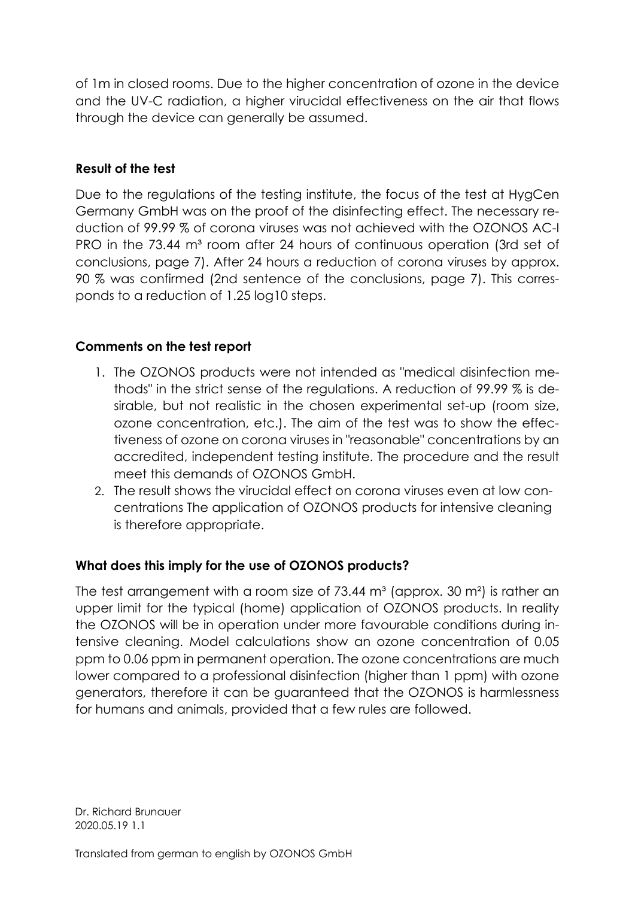of 1m in closed rooms. Due to the higher concentration of ozone in the device and the UV-C radiation, a higher virucidal effectiveness on the air that flows through the device can generally be assumed.

**Result of the test**

Due to the regulations of the testing institute, the focus of the test at HygCen Germany GmbH was on the proof of the disinfecting effect. The necessary reduction of 99.99 % of corona viruses was not achieved with the OZONOS AC-I PRO in the 73.44 m³ room after 24 hours of continuous operation (3rd set of conclusions, page 7). After 24 hours a reduction of corona viruses by approx. 90 % was confirmed (2nd sentence of the conclusions, page 7). This corresponds to a reduction of 1.25 log10 steps.

**Comments on the test report**

1. The OZONOS products were not intended as "medical disinfection methods" in the strict sense of the regulations. A reduction of 99.99 % is desirable, but not realistic in the chosen experimental set-up (room size, ozone concentration, etc.). The aim of the test was to show the effectiveness of ozone on corona viruses in "reasonable" concentrations by an accredited, independent testing institute. The procedure and the result meet this demands of OZONOS GmbH.
2. The result shows the virucidal effect on corona viruses even at low concentrations The application of OZONOS products for intensive cleaning is therefore appropriate.

**What does this imply for the use of OZONOS products?**

The test arrangement with a room size of 73.44 m³ (approx. 30 m²) is rather an upper limit for the typical (home) application of OZONOS products. In reality the OZONOS will be in operation under more favourable conditions during intensive cleaning. Model calculations show an ozone concentration of 0.05 ppm to 0.06 ppm in permanent operation. The ozone concentrations are much lower compared to a professional disinfection (higher than 1 ppm) with ozone generators, therefore it can be guaranteed that the OZONOS is harmlessness for humans and animals, provided that a few rules are followed.

Dr. Richard Brunauer
2020.05.19 1.1

Translated from german to english by OZONOS GmbH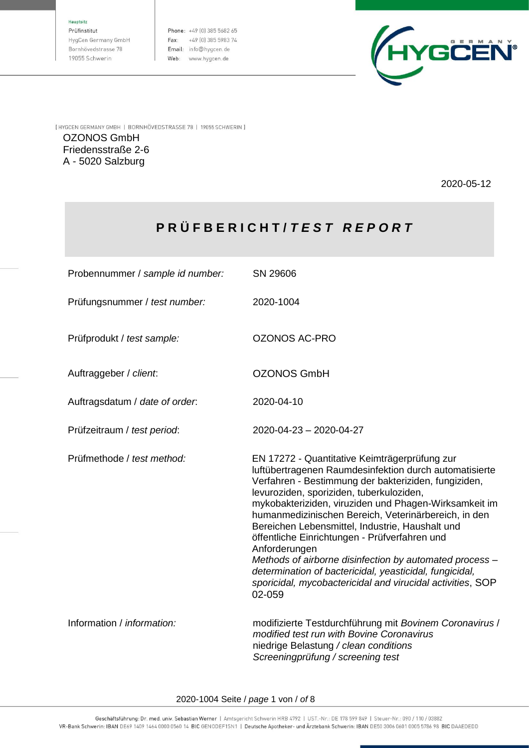Hauptsitz
Prüfinstitut
HygCen Germany GmbH
Bornhövedstrasse 78
19055 Schwerin

Phone: +49 (0) 385 5682 65
Fax: +49 (0) 385 5983 74
Email: info@hygcen.de
Web: www.hygcen.de

[ HYGCEN GERMANY GMBH | BORNHÖVEDSTRASSE 78 | 19055 SCHWERIN ]

OZONOS GmbH
Friedensstraße 2-6
A - 5020 Salzburg

2020-05-12

# PRÜFBERICHT / *TEST REPORT*

| | |
|---|---|
| Probennummer / *sample id number:* | SN 29606 |
| Prüfungsnummer / *test number:* | 2020-1004 |
| Prüfprodukt / *test sample:* | OZONOS AC-PRO |
| Auftraggeber / *client*: | OZONOS GmbH |
| Auftragsdatum / *date of order*: | 2020-04-10 |
| Prüfzeitraum / *test period*: | 2020-04-23 – 2020-04-27 |
| Prüfmethode / *test method:* | EN 17272 - Quantitative Keimträgerprüfung zur luftübertragenen Raumdesinfektion durch automatisierte Verfahren - Bestimmung der bakteriziden, fungiziden, levuroziden, sporiziden, tuberkuloziden, mykobakteriziden, viruziden und Phagen-Wirksamkeit im humanmedizinischen Bereich, Veterinärbereich, in den Bereichen Lebensmittel, Industrie, Haushalt und öffentliche Einrichtungen - Prüfverfahren und Anforderungen *Methods of airborne disinfection by automated process – determination of bactericidal, yeasticidal, fungicidal, sporicidal, mycobactericidal and virucidal activities*, SOP 02-059 |
| Information / *information:* | modifizierte Testdurchführung mit *Bovinem Coronavirus* / *modified test run with Bovine Coronavirus* niedrige Belastung */ clean conditions* Screeningprüfung */ screening test* |

Geschäftsführung: Dr. med. univ. Sebastian Werner | Amtsgericht Schwerin HRB 4792 | UST.-Nr.: DE 178 599 849 | Steuer-Nr.: 090 / 110 / 03882
VR-Bank Schwerin: IBAN DE69 1409 1464 0000 0560 14 BIC GENODEF1SN1 | Deutsche Apotheker- und Ärztebank Schwerin: IBAN DE50 3006 0601 0005 5786 98 BIC DAAEDEDD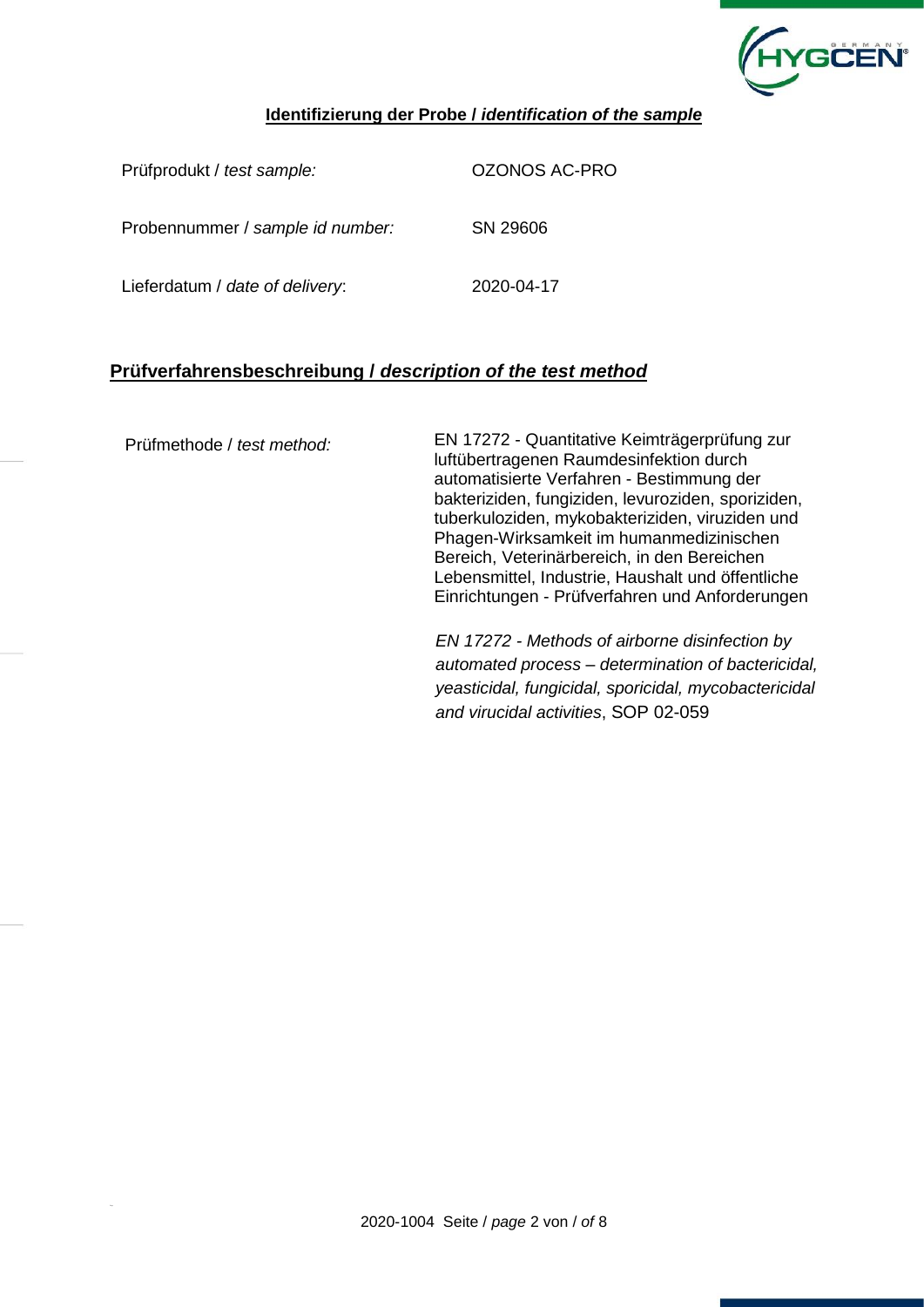## **Identifizierung der Probe / *identification of the sample***

| | |
|---|---|
| Prüfprodukt / *test sample:* | OZONOS AC-PRO |
| Probennummer / *sample id number:* | SN 29606 |
| Lieferdatum / *date of delivery*: | 2020-04-17 |

## **Prüfverfahrensbeschreibung / *description of the test method***

Prüfmethode / *test method:*

EN 17272 - Quantitative Keimträgerprüfung zur luftübertragenen Raumdesinfektion durch automatisierte Verfahren - Bestimmung der bakteriziden, fungiziden, levuroziden, sporiziden, tuberkuloziden, mykobakteriziden, viruziden und Phagen-Wirksamkeit im humanmedizinischen Bereich, Veterinärbereich, in den Bereichen Lebensmittel, Industrie, Haushalt und öffentliche Einrichtungen - Prüfverfahren und Anforderungen

*EN 17272 - Methods of airborne disinfection by automated process – determination of bactericidal, yeasticidal, fungicidal, sporicidal, mycobactericidal and virucidal activities*, SOP 02-059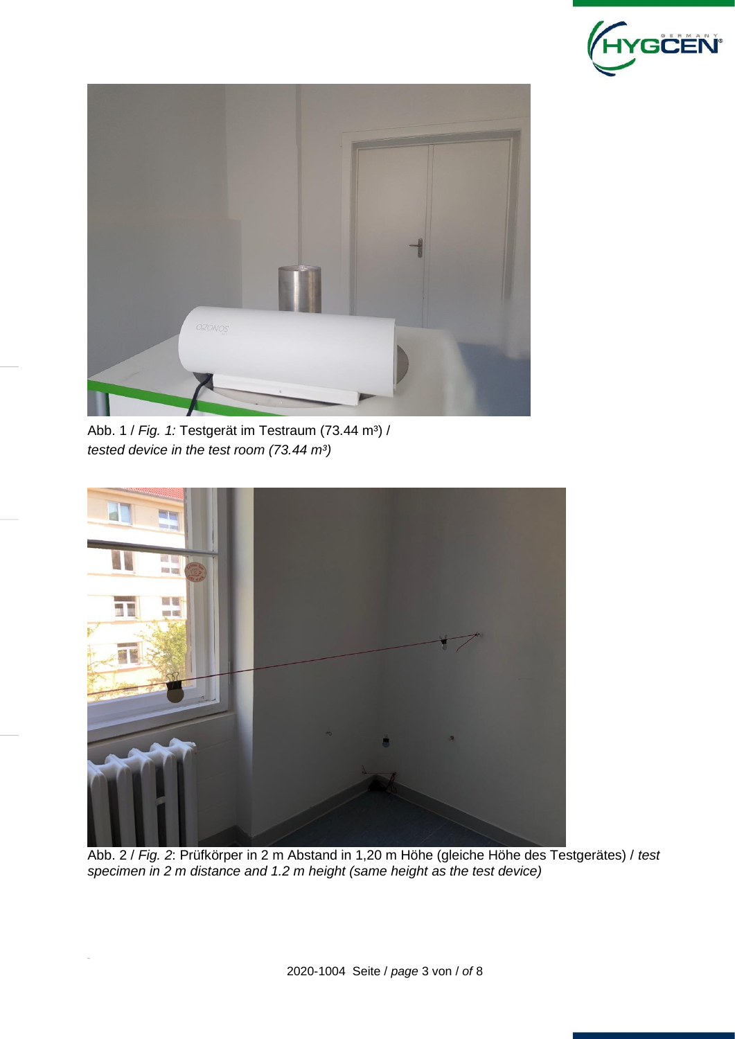Abb. 1 / *Fig. 1:* Testgerät im Testraum (73.44 m³) / *tested device in the test room (73.44 m³)*

Abb. 2 / *Fig. 2*: Prüfkörper in 2 m Abstand in 1,20 m Höhe (gleiche Höhe des Testgerätes) / *test specimen in 2 m distance and 1.2 m height (same height as the test device)*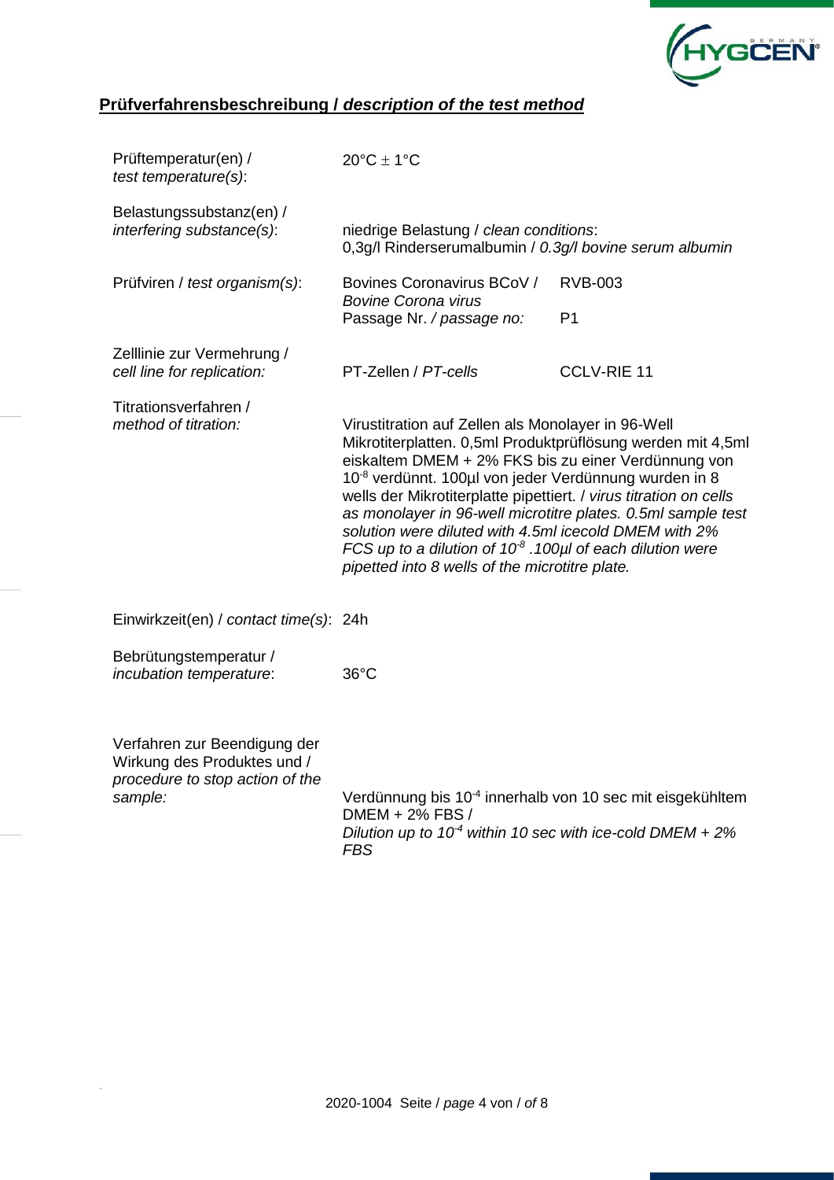## **Prüfverfahrensbeschreibung / *description of the test method***

| | | |
|---|---|---|
| Prüftemperatur(en) / *test temperature(s)*: | 20°C ± 1°C | |
| Belastungssubstanz(en) / *interfering substance(s)*: | niedrige Belastung / *clean conditions*: 0,3g/l Rinderserumalbumin / *0.3g/l bovine serum albumin* | |
| Prüfviren / *test organism(s)*: | Bovines Coronavirus BCoV / *Bovine Corona virus* | RVB-003 |
| | Passage Nr. */ passage no:* | P1 |
| Zelllinie zur Vermehrung / *cell line for replication:* | PT-Zellen / *PT-cells* | CCLV-RIE 11 |
| Titrationsverfahren / *method of titration:* | Virustitration auf Zellen als Monolayer in 96-Well Mikrotiterplatten. 0,5ml Produktprüflösung werden mit 4,5ml eiskaltem DMEM + 2% FKS bis zu einer Verdünnung von $10^{-8}$ verdünnt. 100µl von jeder Verdünnung wurden in 8 wells der Mikrotiterplatte pipettiert. / *virus titration on cells as monolayer in 96-well microtitre plates. 0.5ml sample test solution were diluted with 4.5ml icecold DMEM with 2% FCS up to a dilution of $10^{-8}$ .100µl of each dilution were pipetted into 8 wells of the microtitre plate.* | |
| Einwirkzeit(en) / *contact time(s)*: | 24h | |
| Bebrütungstemperatur / *incubation temperature*: | 36°C | |
| Verfahren zur Beendigung der Wirkung des Produktes und / *procedure to stop action of the sample:* | Verdünnung bis $10^{-4}$ innerhalb von 10 sec mit eisgekühltem DMEM + 2% FBS / *Dilution up to $10^{-4}$ within 10 sec with ice-cold DMEM + 2% FBS* | |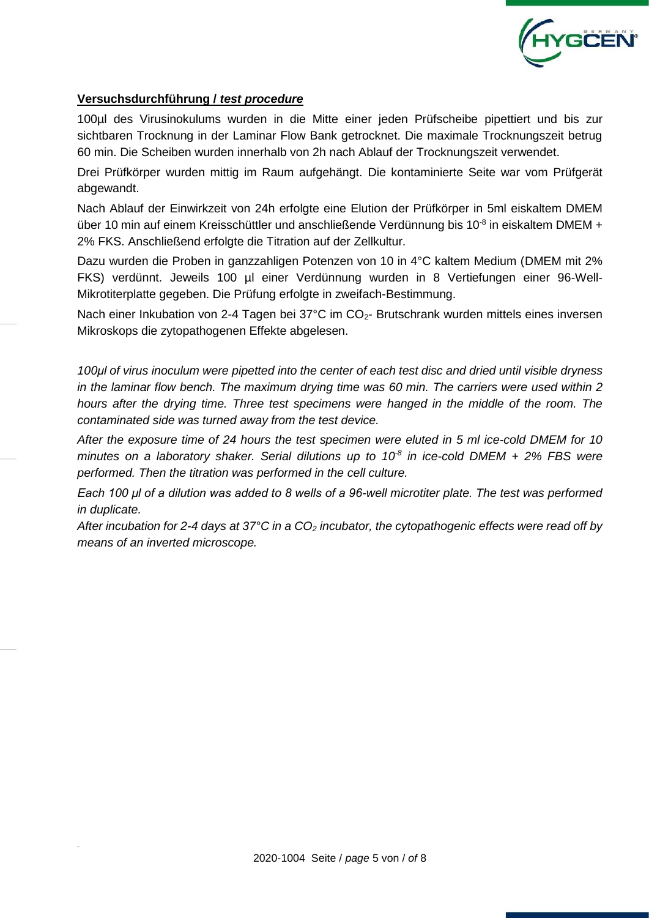**Versuchsdurchführung / *test procedure***

100µl des Virusinokulums wurden in die Mitte einer jeden Prüfscheibe pipettiert und bis zur sichtbaren Trocknung in der Laminar Flow Bank getrocknet. Die maximale Trocknungszeit betrug 60 min. Die Scheiben wurden innerhalb von 2h nach Ablauf der Trocknungszeit verwendet.

Drei Prüfkörper wurden mittig im Raum aufgehängt. Die kontaminierte Seite war vom Prüfgerät abgewandt.

Nach Ablauf der Einwirkzeit von 24h erfolgte eine Elution der Prüfkörper in 5ml eiskaltem DMEM über 10 min auf einem Kreisschüttler und anschließende Verdünnung bis $10^{-8}$ in eiskaltem DMEM + 2% FKS. Anschließend erfolgte die Titration auf der Zellkultur.

Dazu wurden die Proben in ganzzahligen Potenzen von 10 in 4°C kaltem Medium (DMEM mit 2% FKS) verdünnt. Jeweils 100 µl einer Verdünnung wurden in 8 Vertiefungen einer 96-Well-Mikrotiterplatte gegeben. Die Prüfung erfolgte in zweifach-Bestimmung.

Nach einer Inkubation von 2-4 Tagen bei 37°C im $CO_2$- Brutschrank wurden mittels eines inversen Mikroskops die zytopathogenen Effekte abgelesen.

*100µl of virus inoculum were pipetted into the center of each test disc and dried until visible dryness in the laminar flow bench. The maximum drying time was 60 min. The carriers were used within 2 hours after the drying time. Three test specimens were hanged in the middle of the room. The contaminated side was turned away from the test device.*

*After the exposure time of 24 hours the test specimen were eluted in 5 ml ice-cold DMEM for 10 minutes on a laboratory shaker. Serial dilutions up to $10^{-8}$ in ice-cold DMEM + 2% FBS were performed. Then the titration was performed in the cell culture.*

*Each 100 µl of a dilution was added to 8 wells of a 96-well microtiter plate. The test was performed in duplicate.*

*After incubation for 2-4 days at 37°C in a $CO_2$ incubator, the cytopathogenic effects were read off by means of an inverted microscope.*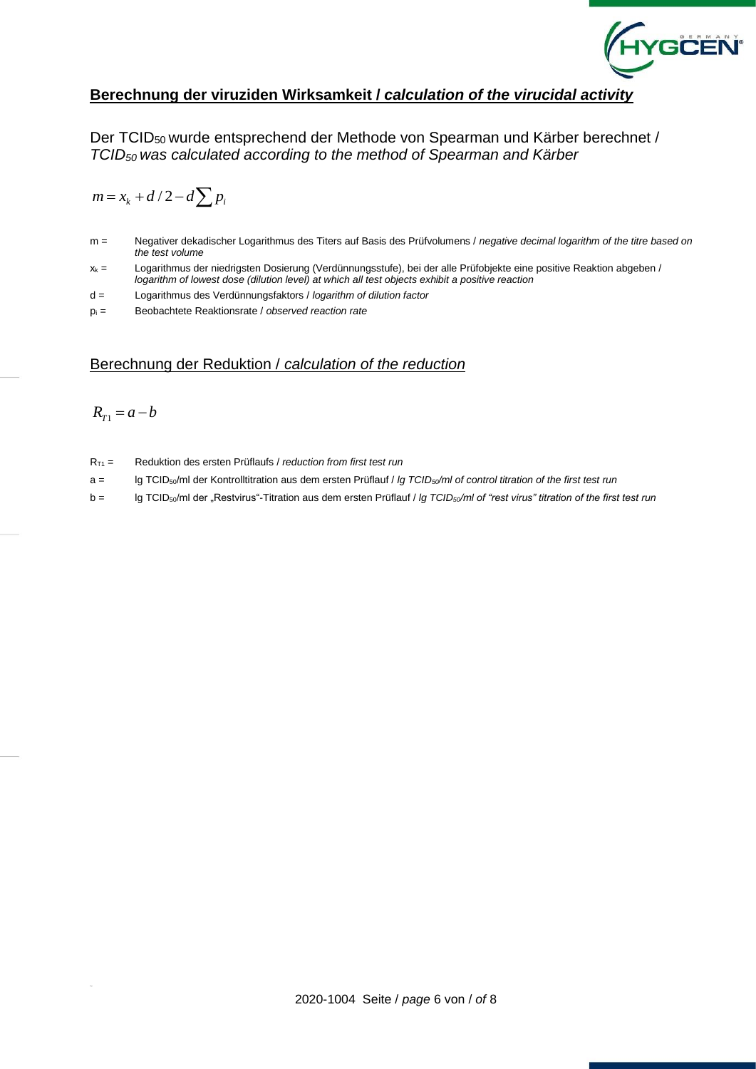## **Berechnung der viruziden Wirksamkeit / *calculation of the virucidal activity***

Der $TCID_{50}$ wurde entsprechend der Methode von Spearman und Kärber berechnet / *$TCID_{50}$ was calculated according to the method of Spearman and Kärber*

$$m = x_k + d/2 - d\sum p_i$$

- m = Negativer dekadischer Logarithmus des Titers auf Basis des Prüfvolumens / *negative decimal logarithm of the titre based on the test volume*
- $x_k$ = Logarithmus der niedrigsten Dosierung (Verdünnungsstufe), bei der alle Prüfobjekte eine positive Reaktion abgeben / *logarithm of lowest dose (dilution level) at which all test objects exhibit a positive reaction*
- d = Logarithmus des Verdünnungsfaktors / *logarithm of dilution factor*
- $p_i$ = Beobachtete Reaktionsrate / *observed reaction rate*

### Berechnung der Reduktion / *calculation of the reduction*

$$R_{T1} = a - b$$

- $R_{T1}$ = Reduktion des ersten Prüflaufs / *reduction from first test run*
- a = lg $TCID_{50}$/ml der Kontrolltitration aus dem ersten Prüflauf / *lg $TCID_{50}$/ml of control titration of the first test run*
- b = lg $TCID_{50}$/ml der „Restvirus"-Titration aus dem ersten Prüflauf / *lg $TCID_{50}$/ml of "rest virus" titration of the first test run*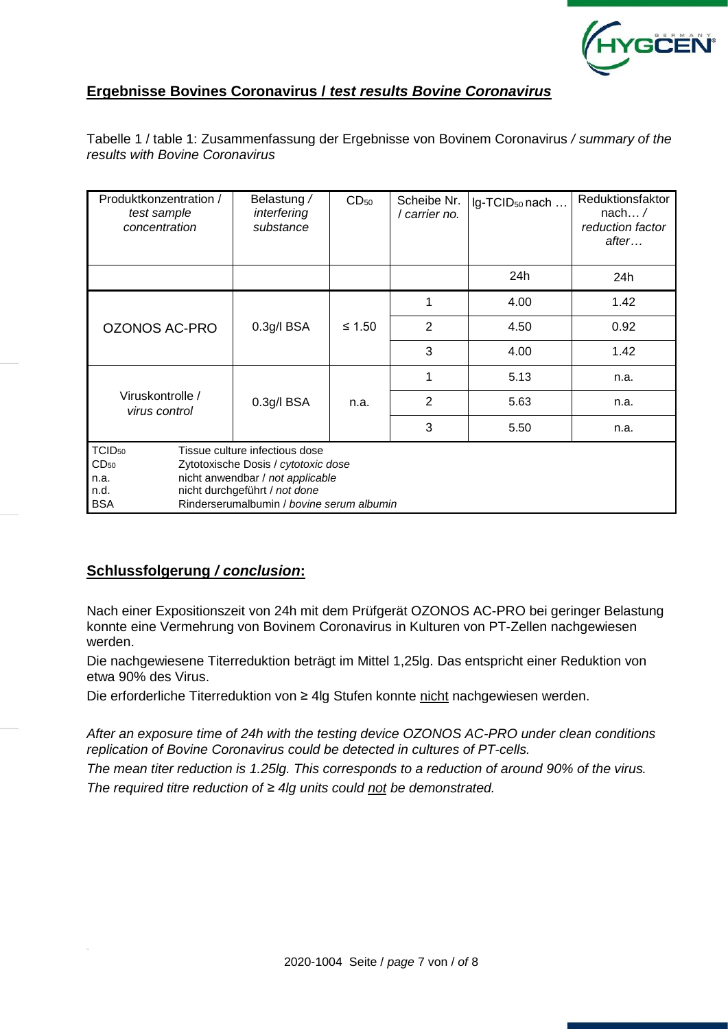## Ergebnisse Bovines Coronavirus / *test results Bovine Coronavirus*

Tabelle 1 / table 1: Zusammenfassung der Ergebnisse von Bovinem Coronavirus / *summary of the results with Bovine Coronavirus*

| Produktkonzentration / *test sample concentration* | Belastung / *interfering substance* | $CD_{50}$ | Scheibe Nr. / *carrier no.* | lg-$TCID_{50}$ nach … | Reduktionsfaktor nach… / *reduction factor after…* |
|---|---|---|---|---|---|
| | | | | 24h | 24h |
| OZONOS AC-PRO | 0.3g/l BSA | ≤ 1.50 | 1 | 4.00 | 1.42 |
| | | | 2 | 4.50 | 0.92 |
| | | | 3 | 4.00 | 1.42 |
| Viruskontrolle / *virus control* | 0.3g/l BSA | n.a. | 1 | 5.13 | n.a. |
| | | | 2 | 5.63 | n.a. |
| | | | 3 | 5.50 | n.a. |

$TCID_{50}$ Tissue culture infectious dose
$CD_{50}$ Zytotoxische Dosis / *cytotoxic dose*
n.a. nicht anwendbar / *not applicable*
n.d. nicht durchgeführt / *not done*
BSA Rinderserumalbumin / *bovine serum albumin*

## Schlussfolgerung / *conclusion*:

Nach einer Expositionszeit von 24h mit dem Prüfgerät OZONOS AC-PRO bei geringer Belastung konnte eine Vermehrung von Bovinem Coronavirus in Kulturen von PT-Zellen nachgewiesen werden.

Die nachgewiesene Titerreduktion beträgt im Mittel 1,25lg. Das entspricht einer Reduktion von etwa 90% des Virus.

Die erforderliche Titerreduktion von ≥ 4lg Stufen konnte nicht nachgewiesen werden.

*After an exposure time of 24h with the testing device OZONOS AC-PRO under clean conditions replication of Bovine Coronavirus could be detected in cultures of PT-cells.*

*The mean titer reduction is 1.25lg. This corresponds to a reduction of around 90% of the virus.*

*The required titre reduction of ≥ 4lg units could not be demonstrated.*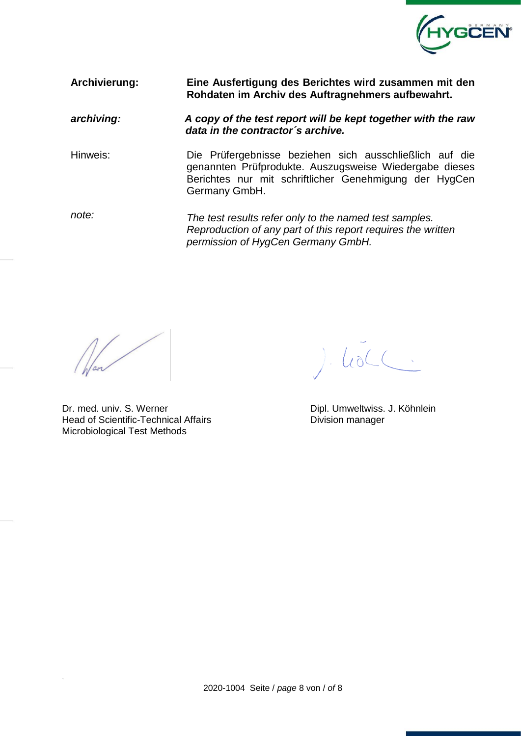**Archivierung:** **Eine Ausfertigung des Berichtes wird zusammen mit den Rohdaten im Archiv des Auftragnehmers aufbewahrt.**

***archiving:*** ***A copy of the test report will be kept together with the raw data in the contractor´s archive.***

Hinweis: Die Prüfergebnisse beziehen sich ausschließlich auf die genannten Prüfprodukte. Auszugsweise Wiedergabe dieses Berichtes nur mit schriftlicher Genehmigung der HygCen Germany GmbH.

*note:* *The test results refer only to the named test samples. Reproduction of any part of this report requires the written permission of HygCen Germany GmbH.*

Dr. med. univ. S. Werner
Head of Scientific-Technical Affairs
Microbiological Test Methods

Dipl. Umweltwiss. J. Köhnlein
Division manager